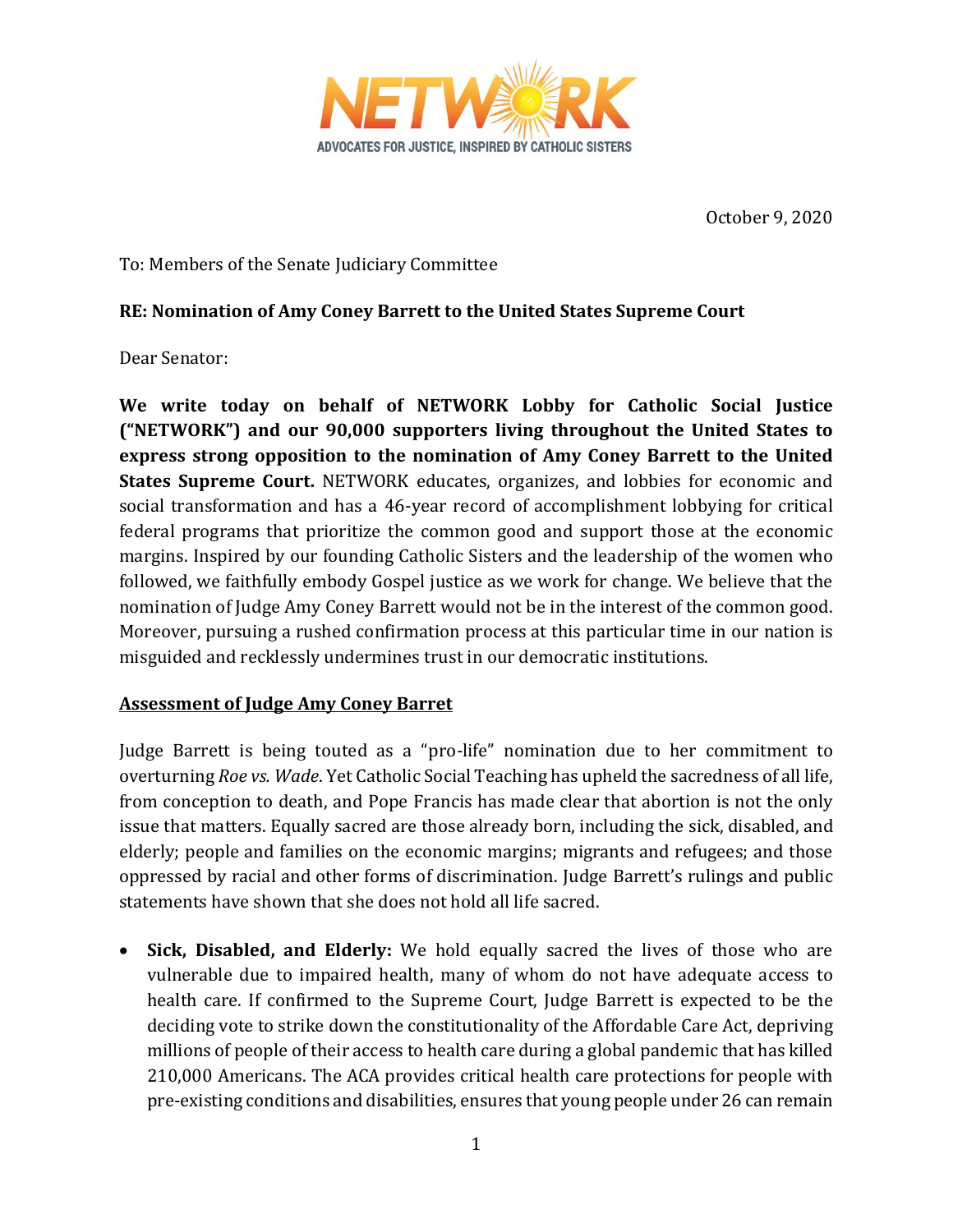NETWORK

ADVOCATES FOR JUSTICE, INSPIRED BY CATHOLIC SISTERS

October 9, 2020

To: Members of the Senate Judiciary Committee

**RE: Nomination of Amy Coney Barrett to the United States Supreme Court**

Dear Senator:

**We write today on behalf of NETWORK Lobby for Catholic Social Justice ("NETWORK") and our 90,000 supporters living throughout the United States to express strong opposition to the nomination of Amy Coney Barrett to the United States Supreme Court.** NETWORK educates, organizes, and lobbies for economic and social transformation and has a 46-year record of accomplishment lobbying for critical federal programs that prioritize the common good and support those at the economic margins. Inspired by our founding Catholic Sisters and the leadership of the women who followed, we faithfully embody Gospel justice as we work for change. We believe that the nomination of Judge Amy Coney Barrett would not be in the interest of the common good. Moreover, pursuing a rushed confirmation process at this particular time in our nation is misguided and recklessly undermines trust in our democratic institutions.

## Assessment of Judge Amy Coney Barret

Judge Barrett is being touted as a "pro-life" nomination due to her commitment to overturning *Roe vs. Wade*. Yet Catholic Social Teaching has upheld the sacredness of all life, from conception to death, and Pope Francis has made clear that abortion is not the only issue that matters. Equally sacred are those already born, including the sick, disabled, and elderly; people and families on the economic margins; migrants and refugees; and those oppressed by racial and other forms of discrimination. Judge Barrett's rulings and public statements have shown that she does not hold all life sacred.

- **Sick, Disabled, and Elderly:** We hold equally sacred the lives of those who are vulnerable due to impaired health, many of whom do not have adequate access to health care. If confirmed to the Supreme Court, Judge Barrett is expected to be the deciding vote to strike down the constitutionality of the Affordable Care Act, depriving millions of people of their access to health care during a global pandemic that has killed 210,000 Americans. The ACA provides critical health care protections for people with pre-existing conditions and disabilities, ensures that young people under 26 can remain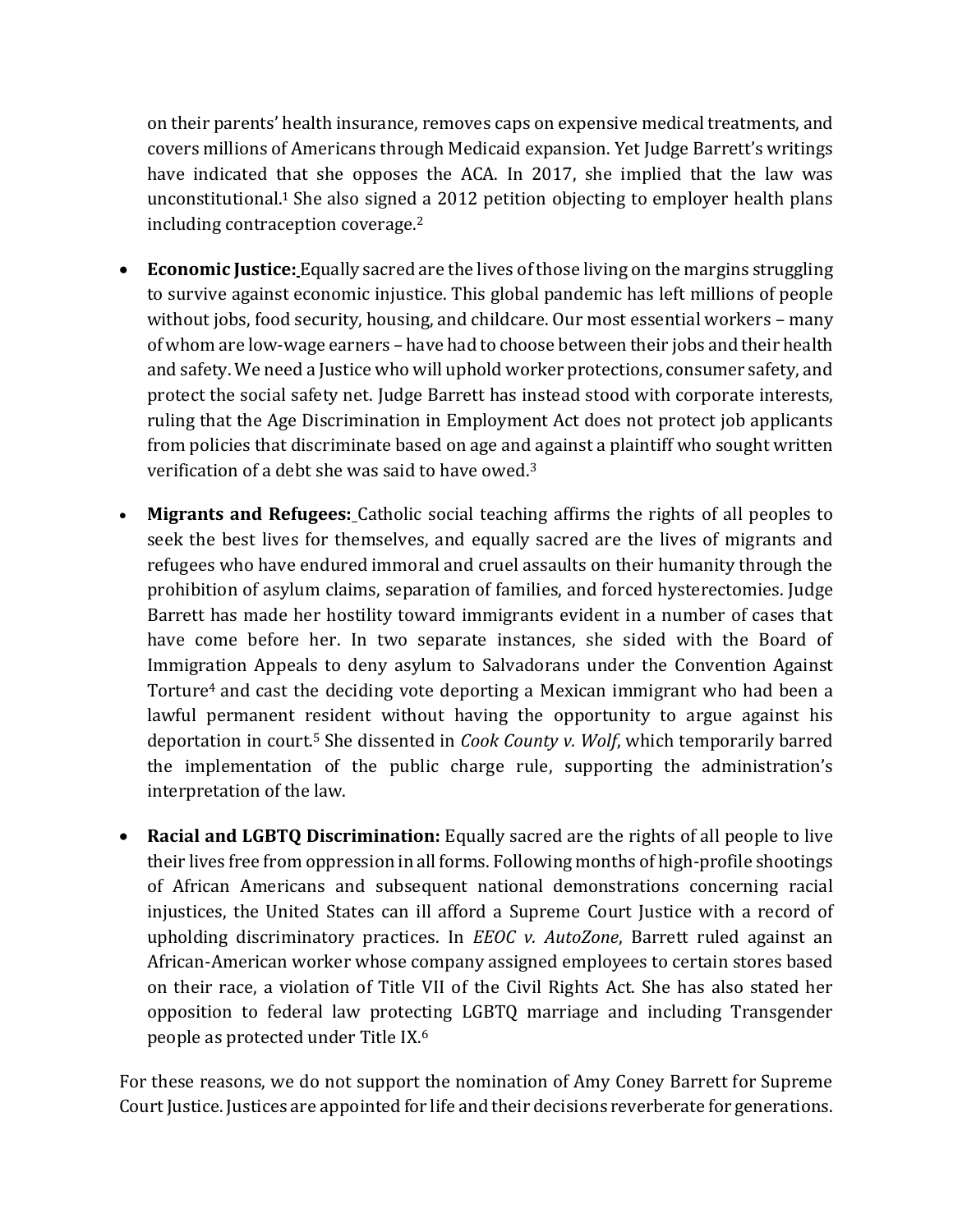on their parents' health insurance, removes caps on expensive medical treatments, and covers millions of Americans through Medicaid expansion. Yet Judge Barrett's writings have indicated that she opposes the ACA. In 2017, she implied that the law was unconstitutional.[1] She also signed a 2012 petition objecting to employer health plans including contraception coverage.[2]

- **Economic Justice:** Equally sacred are the lives of those living on the margins struggling to survive against economic injustice. This global pandemic has left millions of people without jobs, food security, housing, and childcare. Our most essential workers – many of whom are low-wage earners – have had to choose between their jobs and their health and safety. We need a Justice who will uphold worker protections, consumer safety, and protect the social safety net. Judge Barrett has instead stood with corporate interests, ruling that the Age Discrimination in Employment Act does not protect job applicants from policies that discriminate based on age and against a plaintiff who sought written verification of a debt she was said to have owed.[3]

- **Migrants and Refugees:** Catholic social teaching affirms the rights of all peoples to seek the best lives for themselves, and equally sacred are the lives of migrants and refugees who have endured immoral and cruel assaults on their humanity through the prohibition of asylum claims, separation of families, and forced hysterectomies. Judge Barrett has made her hostility toward immigrants evident in a number of cases that have come before her. In two separate instances, she sided with the Board of Immigration Appeals to deny asylum to Salvadorans under the Convention Against Torture[4] and cast the deciding vote deporting a Mexican immigrant who had been a lawful permanent resident without having the opportunity to argue against his deportation in court.[5] She dissented in *Cook County v. Wolf*, which temporarily barred the implementation of the public charge rule, supporting the administration's interpretation of the law.

- **Racial and LGBTQ Discrimination:** Equally sacred are the rights of all people to live their lives free from oppression in all forms. Following months of high-profile shootings of African Americans and subsequent national demonstrations concerning racial injustices, the United States can ill afford a Supreme Court Justice with a record of upholding discriminatory practices. In *EEOC v. AutoZone*, Barrett ruled against an African-American worker whose company assigned employees to certain stores based on their race, a violation of Title VII of the Civil Rights Act. She has also stated her opposition to federal law protecting LGBTQ marriage and including Transgender people as protected under Title IX.[6]

For these reasons, we do not support the nomination of Amy Coney Barrett for Supreme Court Justice. Justices are appointed for life and their decisions reverberate for generations.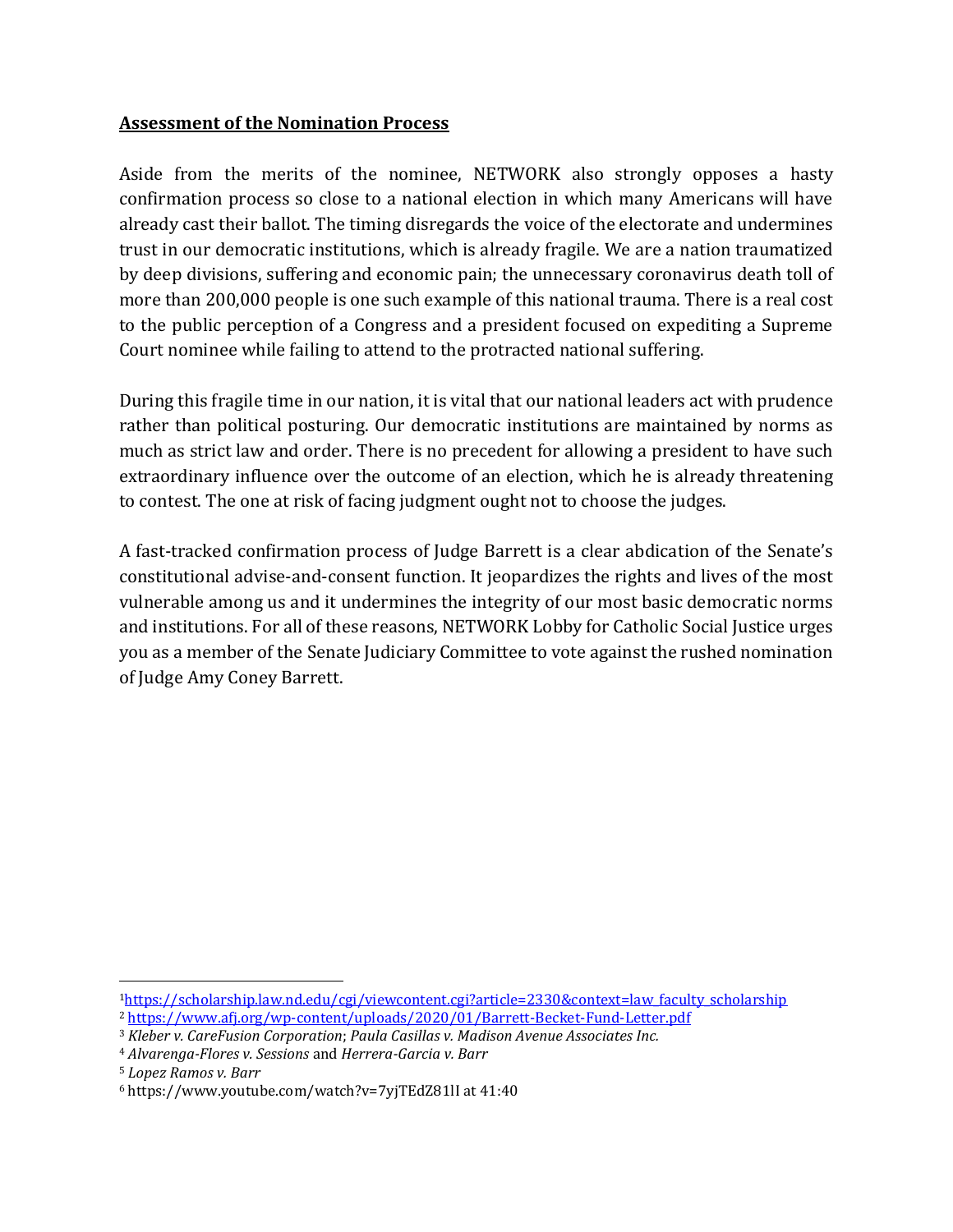**Assessment of the Nomination Process**

Aside from the merits of the nominee, NETWORK also strongly opposes a hasty confirmation process so close to a national election in which many Americans will have already cast their ballot. The timing disregards the voice of the electorate and undermines trust in our democratic institutions, which is already fragile. We are a nation traumatized by deep divisions, suffering and economic pain; the unnecessary coronavirus death toll of more than 200,000 people is one such example of this national trauma. There is a real cost to the public perception of a Congress and a president focused on expediting a Supreme Court nominee while failing to attend to the protracted national suffering.

During this fragile time in our nation, it is vital that our national leaders act with prudence rather than political posturing. Our democratic institutions are maintained by norms as much as strict law and order. There is no precedent for allowing a president to have such extraordinary influence over the outcome of an election, which he is already threatening to contest. The one at risk of facing judgment ought not to choose the judges.

A fast-tracked confirmation process of Judge Barrett is a clear abdication of the Senate's constitutional advise-and-consent function. It jeopardizes the rights and lives of the most vulnerable among us and it undermines the integrity of our most basic democratic norms and institutions. For all of these reasons, NETWORK Lobby for Catholic Social Justice urges you as a member of the Senate Judiciary Committee to vote against the rushed nomination of Judge Amy Coney Barrett.

---

[1] https://scholarship.law.nd.edu/cgi/viewcontent.cgi?article=2330&context=law_faculty_scholarship

[2] https://www.afj.org/wp-content/uploads/2020/01/Barrett-Becket-Fund-Letter.pdf

[3] *Kleber v. CareFusion Corporation*; *Paula Casillas v. Madison Avenue Associates Inc.*

[4] *Alvarenga-Flores v. Sessions* and *Herrera-Garcia v. Barr*

[5] *Lopez Ramos v. Barr*

[6] https://www.youtube.com/watch?v=7yjTEdZ81lI at 41:40